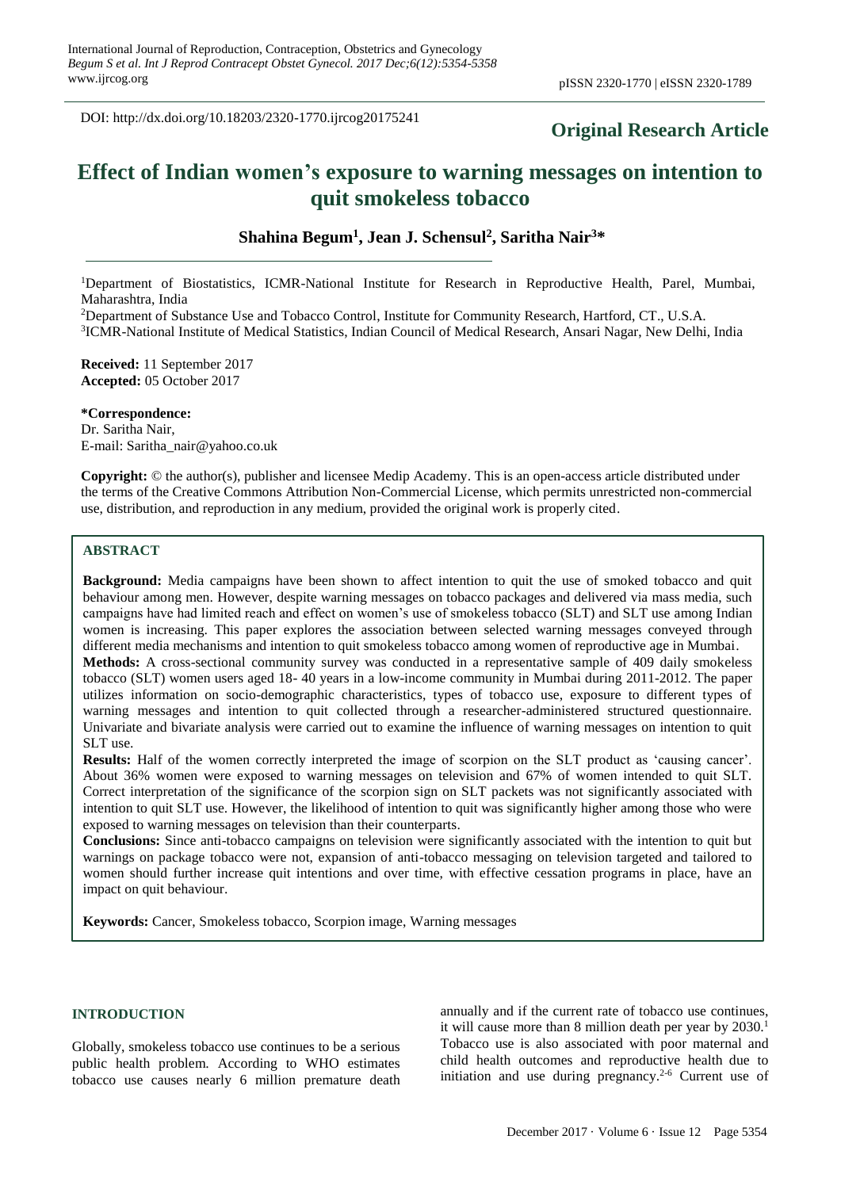DOI: http://dx.doi.org/10.18203/2320-1770.ijrcog20175241

**Original Research Article**

# Effect of Indian women's exposure to warning messages on intention to quit smokeless tobacco

**Shahina Begum[1], Jean J. Schensul[2], Saritha Nair[3]***

[1]Department of Biostatistics, ICMR-National Institute for Research in Reproductive Health, Parel, Mumbai, Maharashtra, India

[2]Department of Substance Use and Tobacco Control, Institute for Community Research, Hartford, CT., U.S.A.

[3]ICMR-National Institute of Medical Statistics, Indian Council of Medical Research, Ansari Nagar, New Delhi, India

**Received:** 11 September 2017
**Accepted:** 05 October 2017

**\*Correspondence:**
Dr. Saritha Nair,
E-mail: Saritha_nair@yahoo.co.uk

**Copyright:** © the author(s), publisher and licensee Medip Academy. This is an open-access article distributed under the terms of the Creative Commons Attribution Non-Commercial License, which permits unrestricted non-commercial use, distribution, and reproduction in any medium, provided the original work is properly cited.

## ABSTRACT

**Background:** Media campaigns have been shown to affect intention to quit the use of smoked tobacco and quit behaviour among men. However, despite warning messages on tobacco packages and delivered via mass media, such campaigns have had limited reach and effect on women's use of smokeless tobacco (SLT) and SLT use among Indian women is increasing. This paper explores the association between selected warning messages conveyed through different media mechanisms and intention to quit smokeless tobacco among women of reproductive age in Mumbai.

**Methods:** A cross-sectional community survey was conducted in a representative sample of 409 daily smokeless tobacco (SLT) women users aged 18- 40 years in a low-income community in Mumbai during 2011-2012. The paper utilizes information on socio-demographic characteristics, types of tobacco use, exposure to different types of warning messages and intention to quit collected through a researcher-administered structured questionnaire. Univariate and bivariate analysis were carried out to examine the influence of warning messages on intention to quit SLT use.

**Results:** Half of the women correctly interpreted the image of scorpion on the SLT product as 'causing cancer'. About 36% women were exposed to warning messages on television and 67% of women intended to quit SLT. Correct interpretation of the significance of the scorpion sign on SLT packets was not significantly associated with intention to quit SLT use. However, the likelihood of intention to quit was significantly higher among those who were exposed to warning messages on television than their counterparts.

**Conclusions:** Since anti-tobacco campaigns on television were significantly associated with the intention to quit but warnings on package tobacco were not, expansion of anti-tobacco messaging on television targeted and tailored to women should further increase quit intentions and over time, with effective cessation programs in place, have an impact on quit behaviour.

**Keywords:** Cancer, Smokeless tobacco, Scorpion image, Warning messages

## INTRODUCTION

Globally, smokeless tobacco use continues to be a serious public health problem. According to WHO estimates tobacco use causes nearly 6 million premature death annually and if the current rate of tobacco use continues, it will cause more than 8 million death per year by 2030.[1] Tobacco use is also associated with poor maternal and child health outcomes and reproductive health due to initiation and use during pregnancy.[2-6] Current use of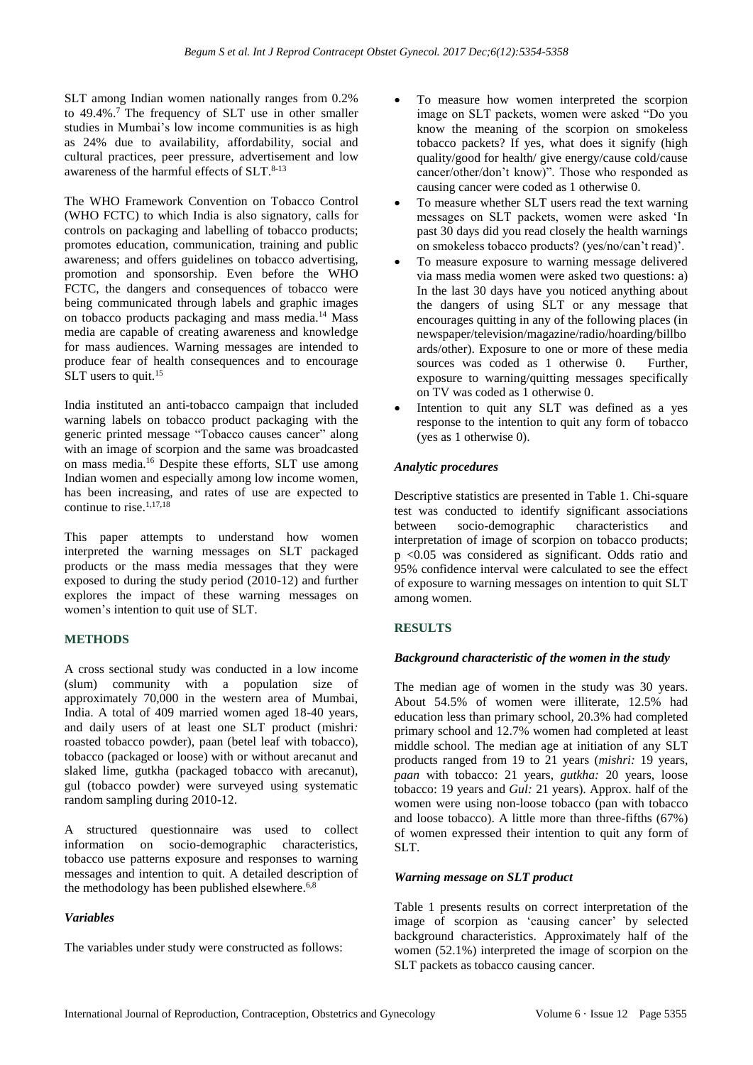SLT among Indian women nationally ranges from 0.2% to 49.4%.[7] The frequency of SLT use in other smaller studies in Mumbai's low income communities is as high as 24% due to availability, affordability, social and cultural practices, peer pressure, advertisement and low awareness of the harmful effects of SLT.[8-13]

The WHO Framework Convention on Tobacco Control (WHO FCTC) to which India is also signatory, calls for controls on packaging and labelling of tobacco products; promotes education, communication, training and public awareness; and offers guidelines on tobacco advertising, promotion and sponsorship. Even before the WHO FCTC, the dangers and consequences of tobacco were being communicated through labels and graphic images on tobacco products packaging and mass media.[14] Mass media are capable of creating awareness and knowledge for mass audiences. Warning messages are intended to produce fear of health consequences and to encourage SLT users to quit.[15]

India instituted an anti-tobacco campaign that included warning labels on tobacco product packaging with the generic printed message "Tobacco causes cancer" along with an image of scorpion and the same was broadcasted on mass media.[16] Despite these efforts, SLT use among Indian women and especially among low income women, has been increasing, and rates of use are expected to continue to rise.[1,17,18]

This paper attempts to understand how women interpreted the warning messages on SLT packaged products or the mass media messages that they were exposed to during the study period (2010-12) and further explores the impact of these warning messages on women's intention to quit use of SLT.

## METHODS

A cross sectional study was conducted in a low income (slum) community with a population size of approximately 70,000 in the western area of Mumbai, India. A total of 409 married women aged 18-40 years, and daily users of at least one SLT product (mishri*:* roasted tobacco powder), paan (betel leaf with tobacco), tobacco (packaged or loose) with or without arecanut and slaked lime, gutkha (packaged tobacco with arecanut), gul (tobacco powder) were surveyed using systematic random sampling during 2010-12.

A structured questionnaire was used to collect information on socio-demographic characteristics, tobacco use patterns exposure and responses to warning messages and intention to quit. A detailed description of the methodology has been published elsewhere.[6,8]

### *Variables*

The variables under study were constructed as follows:

- To measure how women interpreted the scorpion image on SLT packets, women were asked "Do you know the meaning of the scorpion on smokeless tobacco packets? If yes, what does it signify (high quality/good for health/ give energy/cause cold/cause cancer/other/don't know)". Those who responded as causing cancer were coded as 1 otherwise 0.
- To measure whether SLT users read the text warning messages on SLT packets, women were asked 'In past 30 days did you read closely the health warnings on smokeless tobacco products? (yes/no/can't read)'.
- To measure exposure to warning message delivered via mass media women were asked two questions: a) In the last 30 days have you noticed anything about the dangers of using SLT or any message that encourages quitting in any of the following places (in newspaper/television/magazine/radio/hoarding/billboards/other). Exposure to one or more of these media sources was coded as 1 otherwise 0. Further, exposure to warning/quitting messages specifically on TV was coded as 1 otherwise 0.
- Intention to quit any SLT was defined as a yes response to the intention to quit any form of tobacco (yes as 1 otherwise 0).

### *Analytic procedures*

Descriptive statistics are presented in Table 1. Chi-square test was conducted to identify significant associations between socio-demographic characteristics and interpretation of image of scorpion on tobacco products; $p < 0.05$ was considered as significant. Odds ratio and 95% confidence interval were calculated to see the effect of exposure to warning messages on intention to quit SLT among women.

## RESULTS

### *Background characteristic of the women in the study*

The median age of women in the study was 30 years. About 54.5% of women were illiterate, 12.5% had education less than primary school, 20.3% had completed primary school and 12.7% women had completed at least middle school. The median age at initiation of any SLT products ranged from 19 to 21 years (*mishri:* 19 years, *paan* with tobacco: 21 years, *gutkha:* 20 years, loose tobacco: 19 years and *Gul:* 21 years). Approx. half of the women were using non-loose tobacco (pan with tobacco and loose tobacco). A little more than three-fifths (67%) of women expressed their intention to quit any form of SLT.

### *Warning message on SLT product*

Table 1 presents results on correct interpretation of the image of scorpion as 'causing cancer' by selected background characteristics. Approximately half of the women (52.1%) interpreted the image of scorpion on the SLT packets as tobacco causing cancer.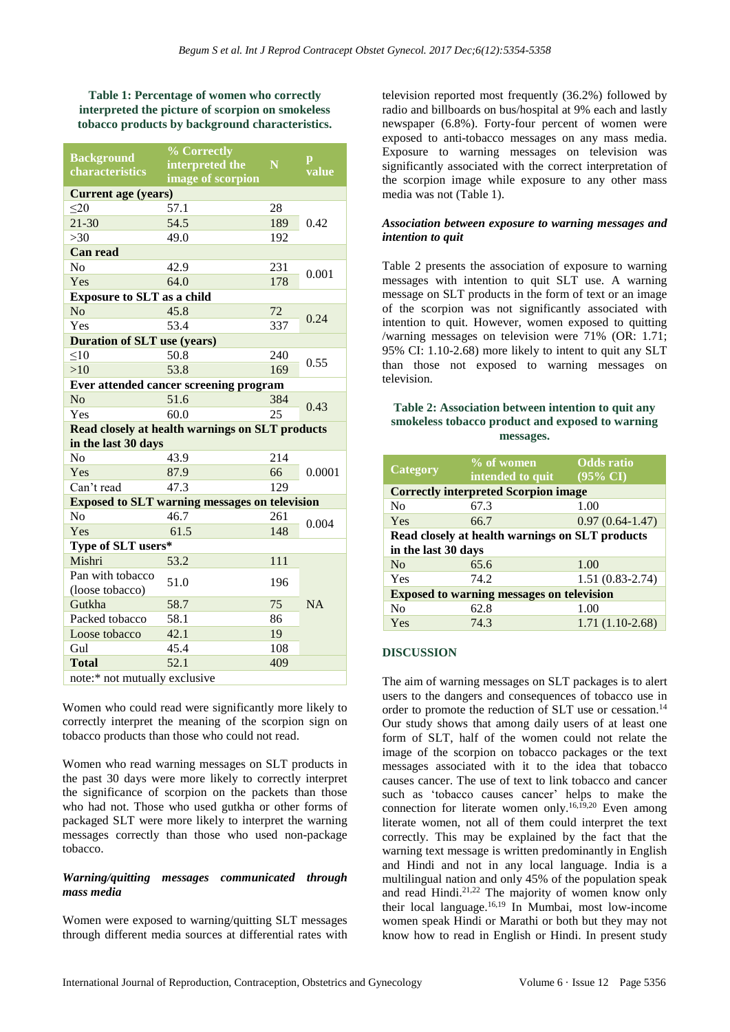**Table 1: Percentage of women who correctly interpreted the picture of scorpion on smokeless tobacco products by background characteristics.**

| Background characteristics | % Correctly interpreted the image of scorpion | N | p value |
|---|---|---|---|
| **Current age (years)** | | | |
| ≤20 | 57.1 | 28 | 0.42 |
| 21-30 | 54.5 | 189 | |
| >30 | 49.0 | 192 | |
| **Can read** | | | |
| No | 42.9 | 231 | 0.001 |
| Yes | 64.0 | 178 | |
| **Exposure to SLT as a child** | | | |
| No | 45.8 | 72 | 0.24 |
| Yes | 53.4 | 337 | |
| **Duration of SLT use (years)** | | | |
| ≤10 | 50.8 | 240 | 0.55 |
| >10 | 53.8 | 169 | |
| **Ever attended cancer screening program** | | | |
| No | 51.6 | 384 | 0.43 |
| Yes | 60.0 | 25 | |
| **Read closely at health warnings on SLT products in the last 30 days** | | | |
| No | 43.9 | 214 | 0.0001 |
| Yes | 87.9 | 66 | |
| Can't read | 47.3 | 129 | |
| **Exposed to SLT warning messages on television** | | | |
| No | 46.7 | 261 | 0.004 |
| Yes | 61.5 | 148 | |
| **Type of SLT users*** | | | |
| Mishri | 53.2 | 111 | NA |
| Pan with tobacco (loose tobacco) | 51.0 | 196 | |
| Gutkha | 58.7 | 75 | |
| Packed tobacco | 58.1 | 86 | |
| Loose tobacco | 42.1 | 19 | |
| Gul | 45.4 | 108 | |
| **Total** | 52.1 | 409 | |

note:* not mutually exclusive

Women who could read were significantly more likely to correctly interpret the meaning of the scorpion sign on tobacco products than those who could not read.

Women who read warning messages on SLT products in the past 30 days were more likely to correctly interpret the significance of scorpion on the packets than those who had not. Those who used gutkha or other forms of packaged SLT were more likely to interpret the warning messages correctly than those who used non-package tobacco.

### *Warning/quitting messages communicated through mass media*

Women were exposed to warning/quitting SLT messages through different media sources at differential rates with television reported most frequently (36.2%) followed by radio and billboards on bus/hospital at 9% each and lastly newspaper (6.8%). Forty-four percent of women were exposed to anti-tobacco messages on any mass media. Exposure to warning messages on television was significantly associated with the correct interpretation of the scorpion image while exposure to any other mass media was not (Table 1).

### *Association between exposure to warning messages and intention to quit*

Table 2 presents the association of exposure to warning messages with intention to quit SLT use. A warning message on SLT products in the form of text or an image of the scorpion was not significantly associated with intention to quit. However, women exposed to quitting /warning messages on television were 71% (OR: 1.71; 95% CI: 1.10-2.68) more likely to intent to quit any SLT than those not exposed to warning messages on television.

**Table 2: Association between intention to quit any smokeless tobacco product and exposed to warning messages.**

| Category | % of women intended to quit | Odds ratio (95% CI) |
|---|---|---|
| **Correctly interpreted Scorpion image** | | |
| No | 67.3 | 1.00 |
| Yes | 66.7 | 0.97 (0.64-1.47) |
| **Read closely at health warnings on SLT products in the last 30 days** | | |
| No | 65.6 | 1.00 |
| Yes | 74.2 | 1.51 (0.83-2.74) |
| **Exposed to warning messages on television** | | |
| No | 62.8 | 1.00 |
| Yes | 74.3 | 1.71 (1.10-2.68) |

## DISCUSSION

The aim of warning messages on SLT packages is to alert users to the dangers and consequences of tobacco use in order to promote the reduction of SLT use or cessation.[14] Our study shows that among daily users of at least one form of SLT, half of the women could not relate the image of the scorpion on tobacco packages or the text messages associated with it to the idea that tobacco causes cancer. The use of text to link tobacco and cancer such as 'tobacco causes cancer' helps to make the connection for literate women only.[16,19,20] Even among literate women, not all of them could interpret the text correctly. This may be explained by the fact that the warning text message is written predominantly in English and Hindi and not in any local language. India is a multilingual nation and only 45% of the population speak and read Hindi.[21,22] The majority of women know only their local language.[16,19] In Mumbai, most low-income women speak Hindi or Marathi or both but they may not know how to read in English or Hindi. In present study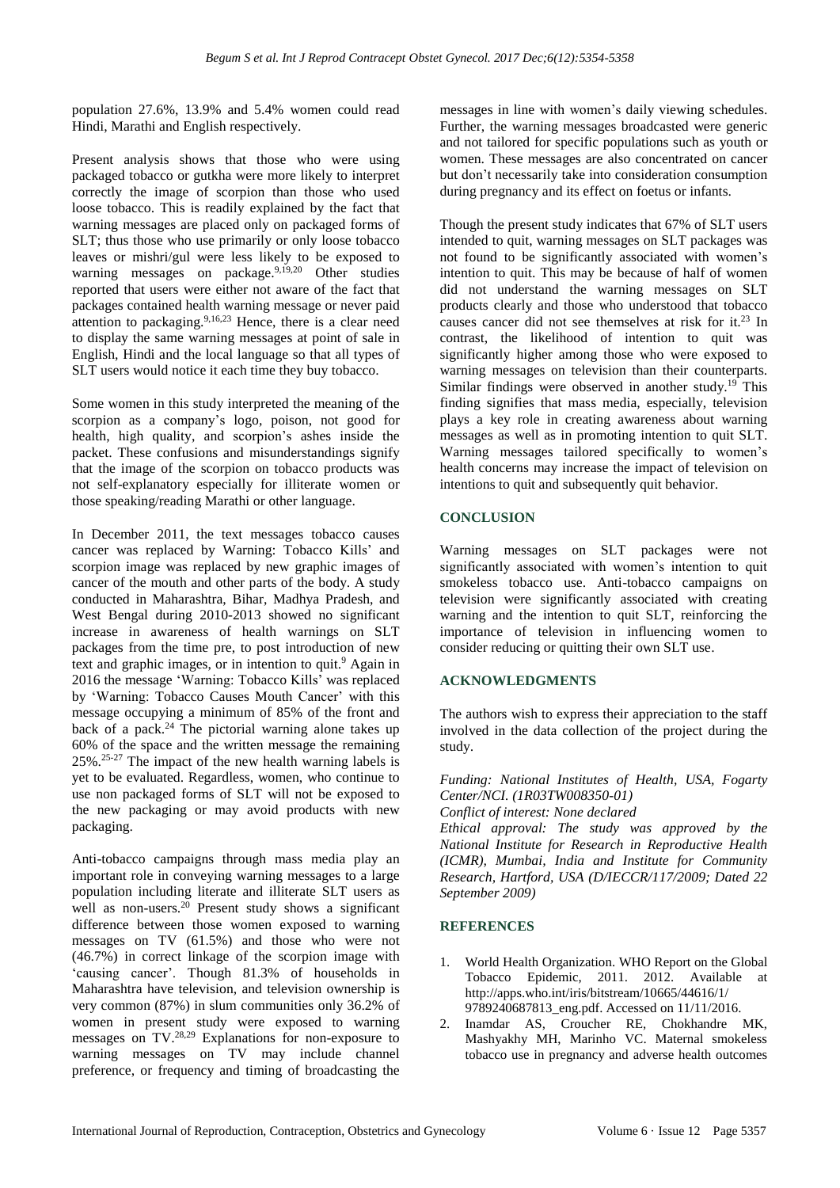population 27.6%, 13.9% and 5.4% women could read Hindi, Marathi and English respectively.

Present analysis shows that those who were using packaged tobacco or gutkha were more likely to interpret correctly the image of scorpion than those who used loose tobacco. This is readily explained by the fact that warning messages are placed only on packaged forms of SLT; thus those who use primarily or only loose tobacco leaves or mishri/gul were less likely to be exposed to warning messages on package.[9,19,20] Other studies reported that users were either not aware of the fact that packages contained health warning message or never paid attention to packaging.[9,16,23] Hence, there is a clear need to display the same warning messages at point of sale in English, Hindi and the local language so that all types of SLT users would notice it each time they buy tobacco.

Some women in this study interpreted the meaning of the scorpion as a company's logo, poison, not good for health, high quality, and scorpion's ashes inside the packet. These confusions and misunderstandings signify that the image of the scorpion on tobacco products was not self-explanatory especially for illiterate women or those speaking/reading Marathi or other language.

In December 2011, the text messages tobacco causes cancer was replaced by Warning: Tobacco Kills' and scorpion image was replaced by new graphic images of cancer of the mouth and other parts of the body. A study conducted in Maharashtra, Bihar, Madhya Pradesh, and West Bengal during 2010-2013 showed no significant increase in awareness of health warnings on SLT packages from the time pre, to post introduction of new text and graphic images, or in intention to quit.[9] Again in 2016 the message 'Warning: Tobacco Kills' was replaced by 'Warning: Tobacco Causes Mouth Cancer' with this message occupying a minimum of 85% of the front and back of a pack.[24] The pictorial warning alone takes up 60% of the space and the written message the remaining 25%.[25-27] The impact of the new health warning labels is yet to be evaluated. Regardless, women, who continue to use non packaged forms of SLT will not be exposed to the new packaging or may avoid products with new packaging.

Anti-tobacco campaigns through mass media play an important role in conveying warning messages to a large population including literate and illiterate SLT users as well as non-users.[20] Present study shows a significant difference between those women exposed to warning messages on TV (61.5%) and those who were not (46.7%) in correct linkage of the scorpion image with 'causing cancer'. Though 81.3% of households in Maharashtra have television, and television ownership is very common (87%) in slum communities only 36.2% of women in present study were exposed to warning messages on TV.[28,29] Explanations for non-exposure to warning messages on TV may include channel preference, or frequency and timing of broadcasting the messages in line with women's daily viewing schedules. Further, the warning messages broadcasted were generic and not tailored for specific populations such as youth or women. These messages are also concentrated on cancer but don't necessarily take into consideration consumption during pregnancy and its effect on foetus or infants.

Though the present study indicates that 67% of SLT users intended to quit, warning messages on SLT packages was not found to be significantly associated with women's intention to quit. This may be because of half of women did not understand the warning messages on SLT products clearly and those who understood that tobacco causes cancer did not see themselves at risk for it.[23] In contrast, the likelihood of intention to quit was significantly higher among those who were exposed to warning messages on television than their counterparts. Similar findings were observed in another study.[19] This finding signifies that mass media, especially, television plays a key role in creating awareness about warning messages as well as in promoting intention to quit SLT. Warning messages tailored specifically to women's health concerns may increase the impact of television on intentions to quit and subsequently quit behavior.

## CONCLUSION

Warning messages on SLT packages were not significantly associated with women's intention to quit smokeless tobacco use. Anti-tobacco campaigns on television were significantly associated with creating warning and the intention to quit SLT, reinforcing the importance of television in influencing women to consider reducing or quitting their own SLT use.

## ACKNOWLEDGMENTS

The authors wish to express their appreciation to the staff involved in the data collection of the project during the study.

*Funding: National Institutes of Health, USA, Fogarty Center/NCI. (1R03TW008350-01)*
*Conflict of interest: None declared*
*Ethical approval: The study was approved by the National Institute for Research in Reproductive Health (ICMR), Mumbai, India and Institute for Community Research, Hartford, USA (D/IECCR/117/2009; Dated 22 September 2009)*

## REFERENCES

1. World Health Organization. WHO Report on the Global Tobacco Epidemic, 2011. 2012. Available at http://apps.who.int/iris/bitstream/10665/44616/1/9789240687813_eng.pdf. Accessed on 11/11/2016.
2. Inamdar AS, Croucher RE, Chokhandre MK, Mashyakhy MH, Marinho VC. Maternal smokeless tobacco use in pregnancy and adverse health outcomes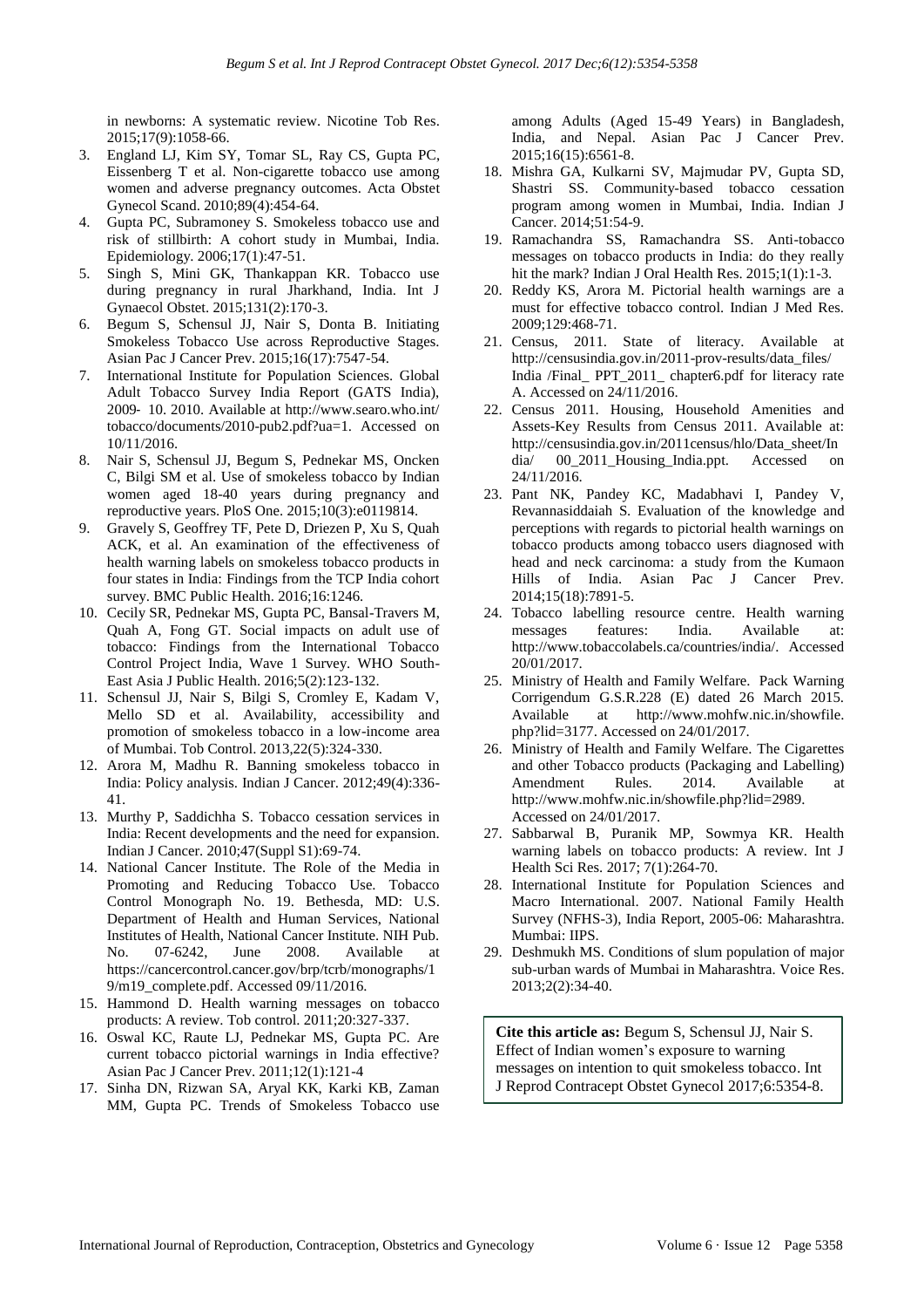in newborns: A systematic review. Nicotine Tob Res. 2015;17(9):1058-66.

3. England LJ, Kim SY, Tomar SL, Ray CS, Gupta PC, Eissenberg T et al. Non-cigarette tobacco use among women and adverse pregnancy outcomes. Acta Obstet Gynecol Scand. 2010;89(4):454-64.
4. Gupta PC, Subramoney S. Smokeless tobacco use and risk of stillbirth: A cohort study in Mumbai, India. Epidemiology. 2006;17(1):47-51.
5. Singh S, Mini GK, Thankappan KR. Tobacco use during pregnancy in rural Jharkhand, India. Int J Gynaecol Obstet. 2015;131(2):170-3.
6. Begum S, Schensul JJ, Nair S, Donta B. Initiating Smokeless Tobacco Use across Reproductive Stages. Asian Pac J Cancer Prev. 2015;16(17):7547-54.
7. International Institute for Population Sciences. Global Adult Tobacco Survey India Report (GATS India), 2009- 10. 2010. Available at http://www.searo.who.int/tobacco/documents/2010-pub2.pdf?ua=1. Accessed on 10/11/2016.
8. Nair S, Schensul JJ, Begum S, Pednekar MS, Oncken C, Bilgi SM et al. Use of smokeless tobacco by Indian women aged 18-40 years during pregnancy and reproductive years. PloS One. 2015;10(3):e0119814.
9. Gravely S, Geoffrey TF, Pete D, Driezen P, Xu S, Quah ACK, et al. An examination of the effectiveness of health warning labels on smokeless tobacco products in four states in India: Findings from the TCP India cohort survey. BMC Public Health. 2016;16:1246.
10. Cecily SR, Pednekar MS, Gupta PC, Bansal-Travers M, Quah A, Fong GT. Social impacts on adult use of tobacco: Findings from the International Tobacco Control Project India, Wave 1 Survey. WHO South-East Asia J Public Health. 2016;5(2):123-132.
11. Schensul JJ, Nair S, Bilgi S, Cromley E, Kadam V, Mello SD et al. Availability, accessibility and promotion of smokeless tobacco in a low-income area of Mumbai. Tob Control. 2013,22(5):324-330.
12. Arora M, Madhu R. Banning smokeless tobacco in India: Policy analysis. Indian J Cancer. 2012;49(4):336-41.
13. Murthy P, Saddichha S. Tobacco cessation services in India: Recent developments and the need for expansion. Indian J Cancer. 2010;47(Suppl S1):69-74.
14. National Cancer Institute. The Role of the Media in Promoting and Reducing Tobacco Use. Tobacco Control Monograph No. 19. Bethesda, MD: U.S. Department of Health and Human Services, National Institutes of Health, National Cancer Institute. NIH Pub. No. 07-6242, June 2008. Available at https://cancercontrol.cancer.gov/brp/tcrb/monographs/19/m19_complete.pdf. Accessed 09/11/2016.
15. Hammond D. Health warning messages on tobacco products: A review. Tob control. 2011;20:327-337.
16. Oswal KC, Raute LJ, Pednekar MS, Gupta PC. Are current tobacco pictorial warnings in India effective? Asian Pac J Cancer Prev. 2011;12(1):121-4
17. Sinha DN, Rizwan SA, Aryal KK, Karki KB, Zaman MM, Gupta PC. Trends of Smokeless Tobacco use among Adults (Aged 15-49 Years) in Bangladesh, India, and Nepal. Asian Pac J Cancer Prev. 2015;16(15):6561-8.
18. Mishra GA, Kulkarni SV, Majmudar PV, Gupta SD, Shastri SS. Community-based tobacco cessation program among women in Mumbai, India. Indian J Cancer. 2014;51:54-9.
19. Ramachandra SS, Ramachandra SS. Anti-tobacco messages on tobacco products in India: do they really hit the mark? Indian J Oral Health Res. 2015;1(1):1-3.
20. Reddy KS, Arora M. Pictorial health warnings are a must for effective tobacco control. Indian J Med Res. 2009;129:468-71.
21. Census, 2011. State of literacy. Available at http://censusindia.gov.in/2011-prov-results/data_files/India /Final_ PPT_2011_ chapter6.pdf for literacy rate A. Accessed on 24/11/2016.
22. Census 2011. Housing, Household Amenities and Assets-Key Results from Census 2011. Available at: http://censusindia.gov.in/2011census/hlo/Data_sheet/India/ 00_2011_Housing_India.ppt. Accessed on 24/11/2016.
23. Pant NK, Pandey KC, Madabhavi I, Pandey V, Revannasiddaiah S. Evaluation of the knowledge and perceptions with regards to pictorial health warnings on tobacco products among tobacco users diagnosed with head and neck carcinoma: a study from the Kumaon Hills of India. Asian Pac J Cancer Prev. 2014;15(18):7891-5.
24. Tobacco labelling resource centre. Health warning messages features: India. Available at: http://www.tobaccolabels.ca/countries/india/. Accessed 20/01/2017.
25. Ministry of Health and Family Welfare. Pack Warning Corrigendum G.S.R.228 (E) dated 26 March 2015. Available at http://www.mohfw.nic.in/showfile.php?lid=3177. Accessed on 24/01/2017.
26. Ministry of Health and Family Welfare. The Cigarettes and other Tobacco products (Packaging and Labelling) Amendment Rules. 2014. Available at http://www.mohfw.nic.in/showfile.php?lid=2989. Accessed on 24/01/2017.
27. Sabbarwal B, Puranik MP, Sowmya KR. Health warning labels on tobacco products: A review. Int J Health Sci Res. 2017; 7(1):264-70.
28. International Institute for Population Sciences and Macro International. 2007. National Family Health Survey (NFHS-3), India Report, 2005-06: Maharashtra. Mumbai: IIPS.
29. Deshmukh MS. Conditions of slum population of major sub-urban wards of Mumbai in Maharashtra. Voice Res. 2013;2(2):34-40.

**Cite this article as:** Begum S, Schensul JJ, Nair S. Effect of Indian women's exposure to warning messages on intention to quit smokeless tobacco. Int J Reprod Contracept Obstet Gynecol 2017;6:5354-8.